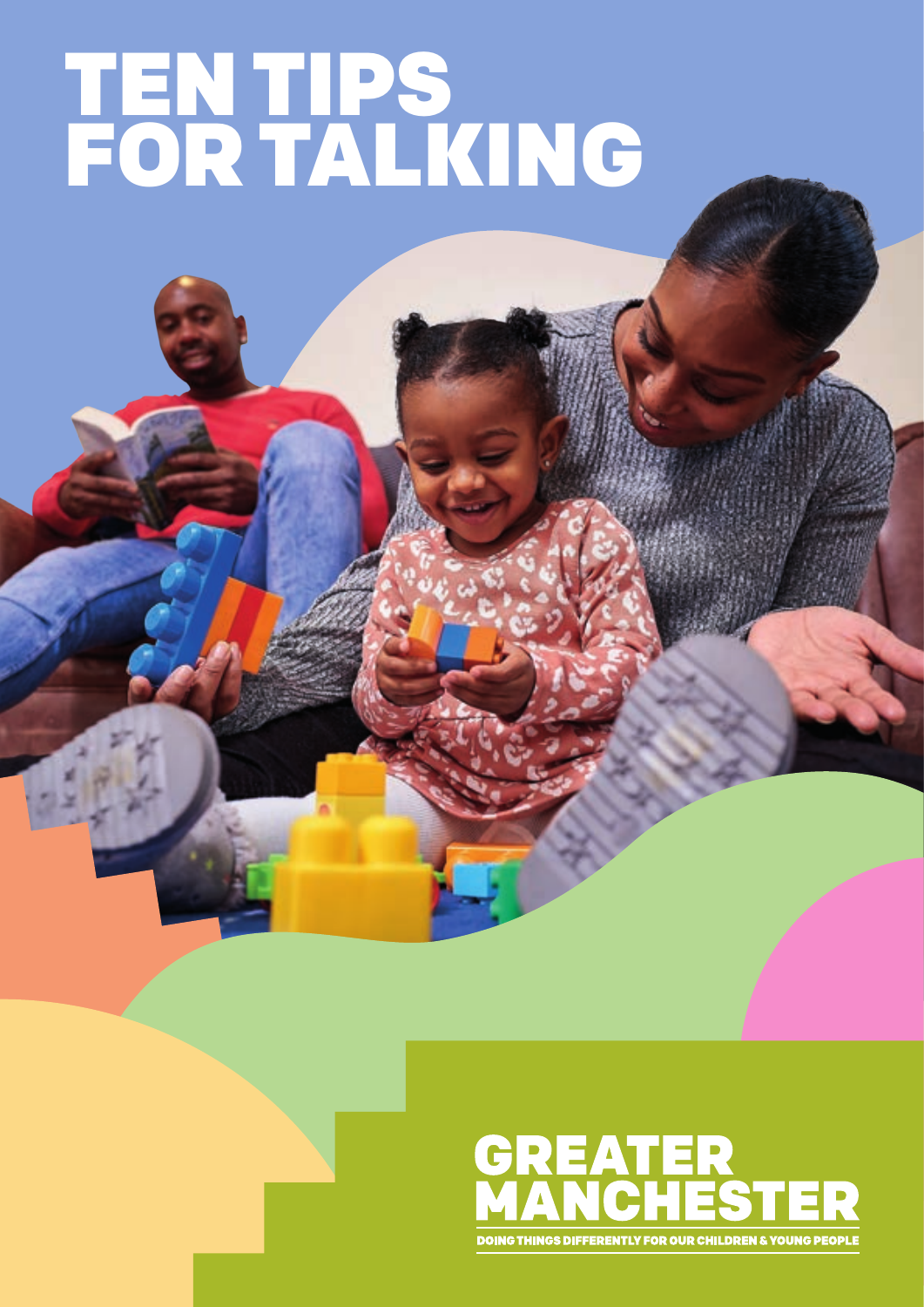# TEN TIPS FOR TALKING

GREATER MANCHESTER

DOING THINGS DIFFERENTLY FOR OUR CHILDREN & YOUNG PEOPLE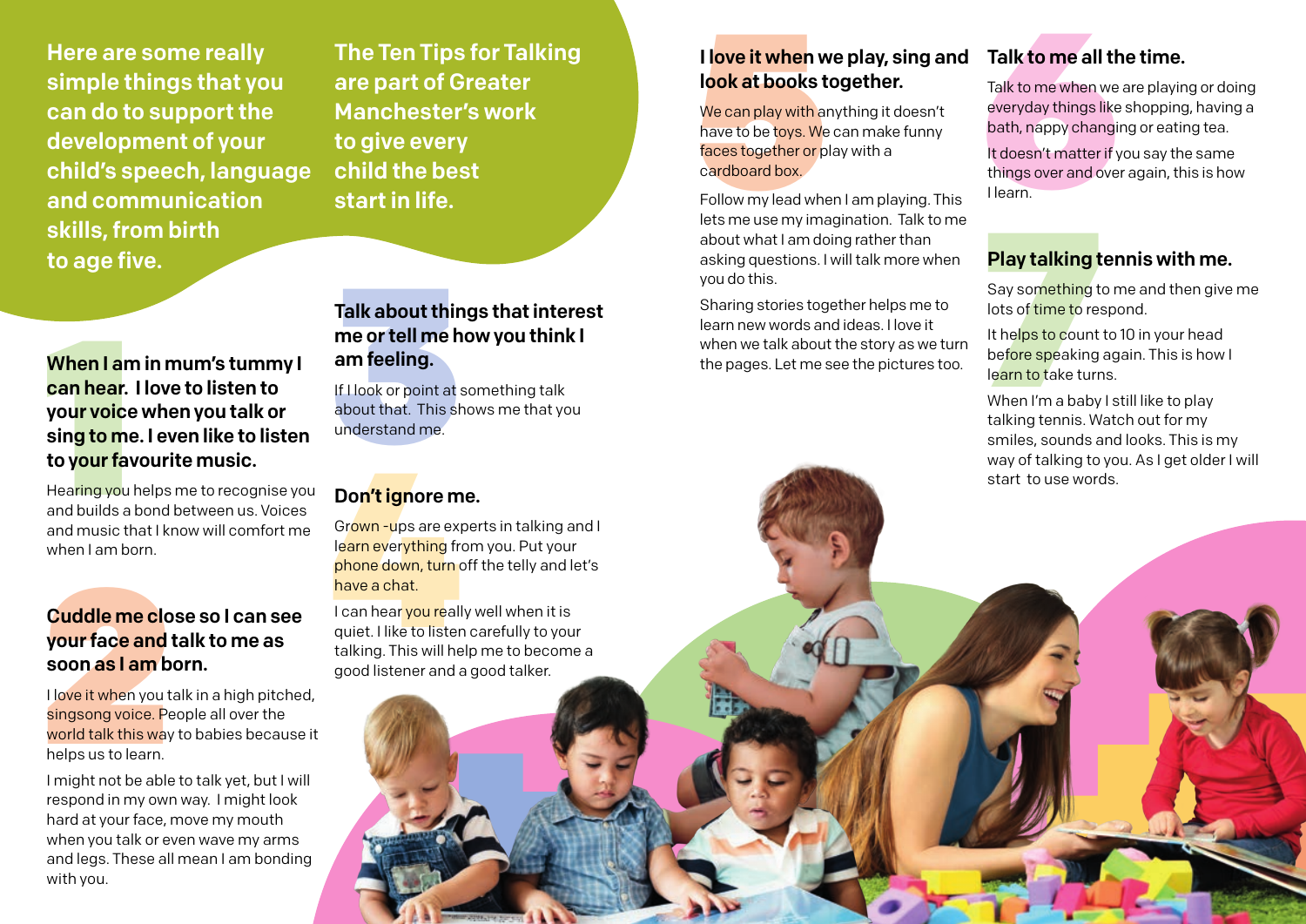Here are some really simple things that you can do to support the development of your child's speech, language and communication skills, from birth to age five.

The Ten Tips for Talking are part of Greater Manchester's work to give every child the best start in life.

## 1 When I am in mum's tummy I can hear. I love to listen to your voice when you talk or sing to me. I even like to listen to your favourite music.

Hearing you helps me to recognise you and builds a bond between us. Voices and music that I know will comfort me when I am born.

## 2 Cuddle me close so I can see your face and talk to me as soon as I am born.

I love it when you talk in a high pitched, singsong voice. People all over the world talk this way to babies because it helps us to learn.

I might not be able to talk yet, but I will respond in my own way. I might look hard at your face, move my mouth when you talk or even wave my arms and legs. These all mean I am bonding with you.

## 3 Talk about things that interest me or tell me how you think I am feeling.

If I look or point at something talk about that. This shows me that you understand me.

## 4 Don't ignore me.

Grown -ups are experts in talking and I learn everything from you. Put your phone down, turn off the telly and let's have a chat.

I can hear you really well when it is quiet. I like to listen carefully to your talking. This will help me to become a good listener and a good talker.

## 5 I love it when we play, sing and look at books together.

We can play with anything it doesn't have to be toys. We can make funny faces together or play with a cardboard box.

Follow my lead when I am playing. This lets me use my imagination. Talk to me about what I am doing rather than asking questions. I will talk more when you do this.

Sharing stories together helps me to learn new words and ideas. I love it when we talk about the story as we turn the pages. Let me see the pictures too.

## 6 Talk to me all the time.

Talk to me when we are playing or doing everyday things like shopping, having a bath, nappy changing or eating tea.

It doesn't matter if you say the same things over and over again, this is how I learn.

## 7 Play talking tennis with me.

Say something to me and then give me lots of time to respond.

It helps to count to 10 in your head before speaking again. This is how I learn to take turns.

When I'm a baby I still like to play talking tennis. Watch out for my smiles, sounds and looks. This is my way of talking to you. As I get older I will start to use words.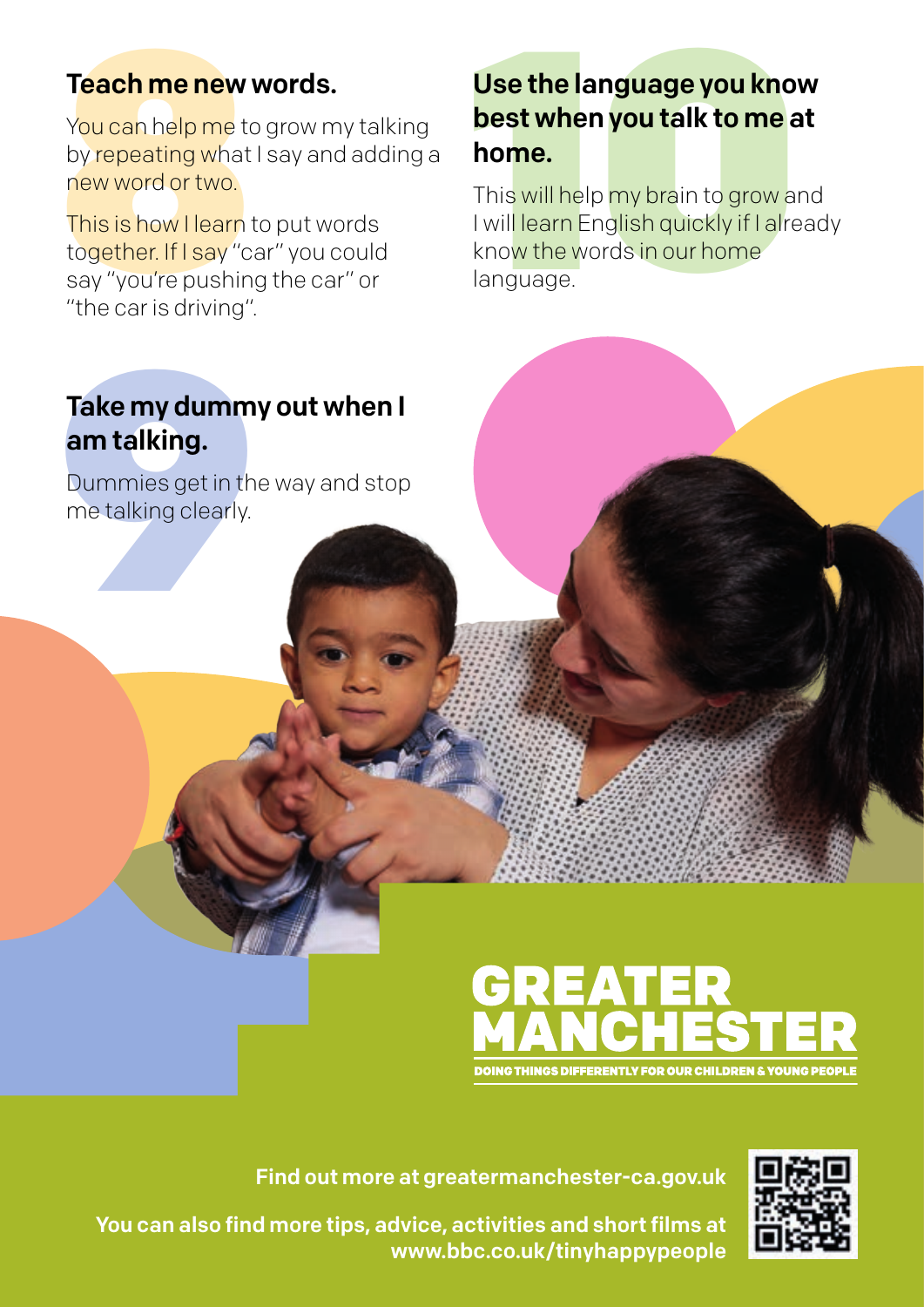### 8. Teach me new words.

You can help me to grow my talking by repeating what I say and adding a new word or two.

This is how I learn to put words together. If I say "car" you could say "you're pushing the car" or "the car is driving".

### 9. Take my dummy out when I am talking.

Dummies get in the way and stop me talking clearly.

### 10. Use the language you know best when you talk to me at home.

This will help my brain to grow and I will learn English quickly if I already know the words in our home language.

**GREATER MANCHESTER**

**DOING THINGS DIFFERENTLY FOR OUR CHILDREN & YOUNG PEOPLE**

**Find out more at greatermanchester-ca.gov.uk**

**You can also find more tips, advice, activities and short films at www.bbc.co.uk/tinyhappypeople**